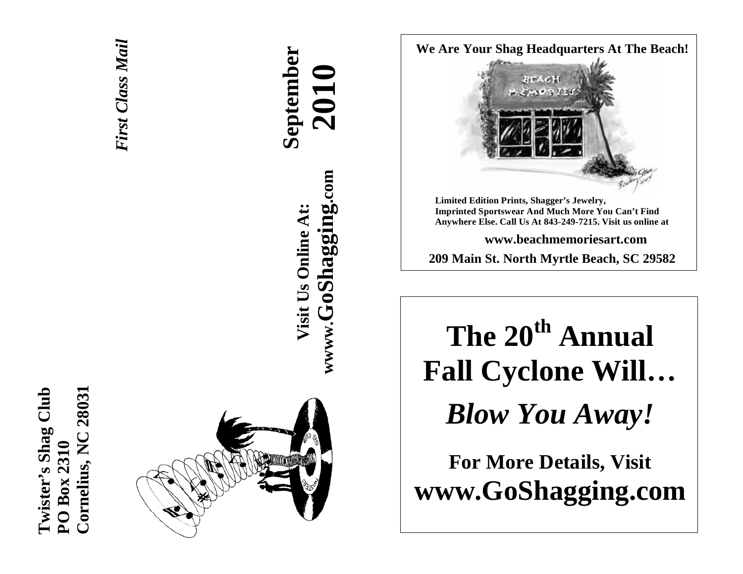Twister's Shag Club
PO Box 2310
Cornelius, NC 28031

*First Class Mail*

**September 2010**

**Visit Us Online At:**
**wwww.GoShagging.com**

**We Are Your Shag Headquarters At The Beach!**

**Limited Edition Prints, Shagger's Jewelry, Imprinted Sportswear And Much More You Can't Find Anywhere Else. Call Us At 843-249-7215. Visit us online at**

**www.beachmemoriesart.com**

**209 Main St. North Myrtle Beach, SC 29582**

# The 20th Annual Fall Cyclone Will…

## *Blow You Away!*

**For More Details, Visit**
**www.GoShagging.com**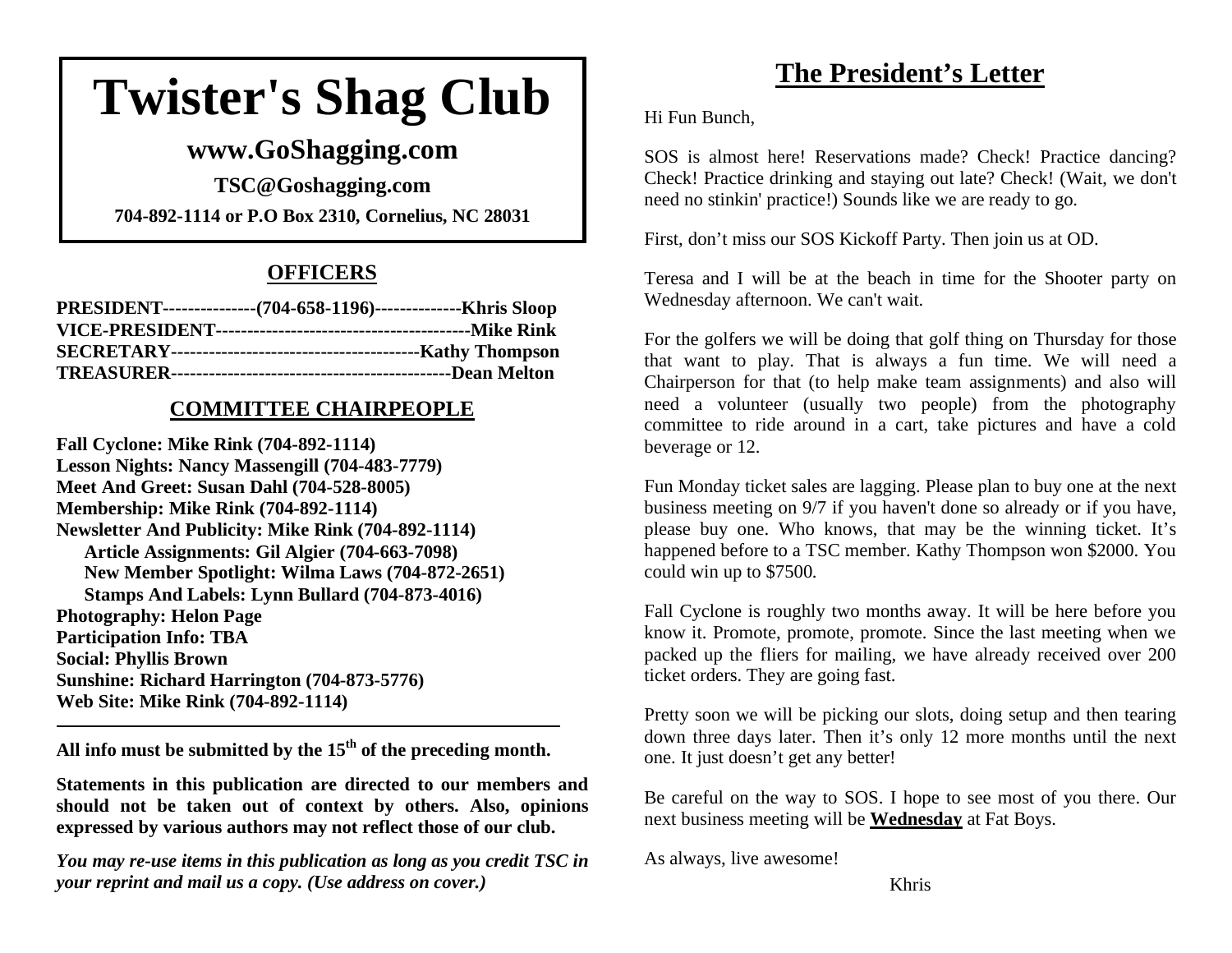# Twister's Shag Club

## www.GoShagging.com

**TSC@Goshagging.com**

**704-892-1114 or P.O Box 2310, Cornelius, NC 28031**

## OFFICERS

**PRESIDENT---------------(704-658-1196)--------------Khris Sloop**
**VICE-PRESIDENT-----------------------------------------Mike Rink**
**SECRETARY----------------------------------------Kathy Thompson**
**TREASURER---------------------------------------------Dean Melton**

## COMMITTEE CHAIRPEOPLE

**Fall Cyclone: Mike Rink (704-892-1114)**
**Lesson Nights: Nancy Massengill (704-483-7779)**
**Meet And Greet: Susan Dahl (704-528-8005)**
**Membership: Mike Rink (704-892-1114)**
**Newsletter And Publicity: Mike Rink (704-892-1114)**
- **Article Assignments: Gil Algier (704-663-7098)**
- **New Member Spotlight: Wilma Laws (704-872-2651)**
- **Stamps And Labels: Lynn Bullard (704-873-4016)**

**Photography: Helon Page**
**Participation Info: TBA**
**Social: Phyllis Brown**
**Sunshine: Richard Harrington (704-873-5776)**
**Web Site: Mike Rink (704-892-1114)**

---

**All info must be submitted by the 15th of the preceding month.**

**Statements in this publication are directed to our members and should not be taken out of context by others. Also, opinions expressed by various authors may not reflect those of our club.**

***You may re-use items in this publication as long as you credit TSC in your reprint and mail us a copy. (Use address on cover.)***

# The President's Letter

Hi Fun Bunch,

SOS is almost here! Reservations made? Check! Practice dancing? Check! Practice drinking and staying out late? Check! (Wait, we don't need no stinkin' practice!) Sounds like we are ready to go.

First, don't miss our SOS Kickoff Party. Then join us at OD.

Teresa and I will be at the beach in time for the Shooter party on Wednesday afternoon. We can't wait.

For the golfers we will be doing that golf thing on Thursday for those that want to play. That is always a fun time. We will need a Chairperson for that (to help make team assignments) and also will need a volunteer (usually two people) from the photography committee to ride around in a cart, take pictures and have a cold beverage or 12.

Fun Monday ticket sales are lagging. Please plan to buy one at the next business meeting on 9/7 if you haven't done so already or if you have, please buy one. Who knows, that may be the winning ticket. It's happened before to a TSC member. Kathy Thompson won $2000. You could win up to $7500.

Fall Cyclone is roughly two months away. It will be here before you know it. Promote, promote, promote. Since the last meeting when we packed up the fliers for mailing, we have already received over 200 ticket orders. They are going fast.

Pretty soon we will be picking our slots, doing setup and then tearing down three days later. Then it's only 12 more months until the next one. It just doesn't get any better!

Be careful on the way to SOS. I hope to see most of you there. Our next business meeting will be **Wednesday** at Fat Boys.

As always, live awesome!

Khris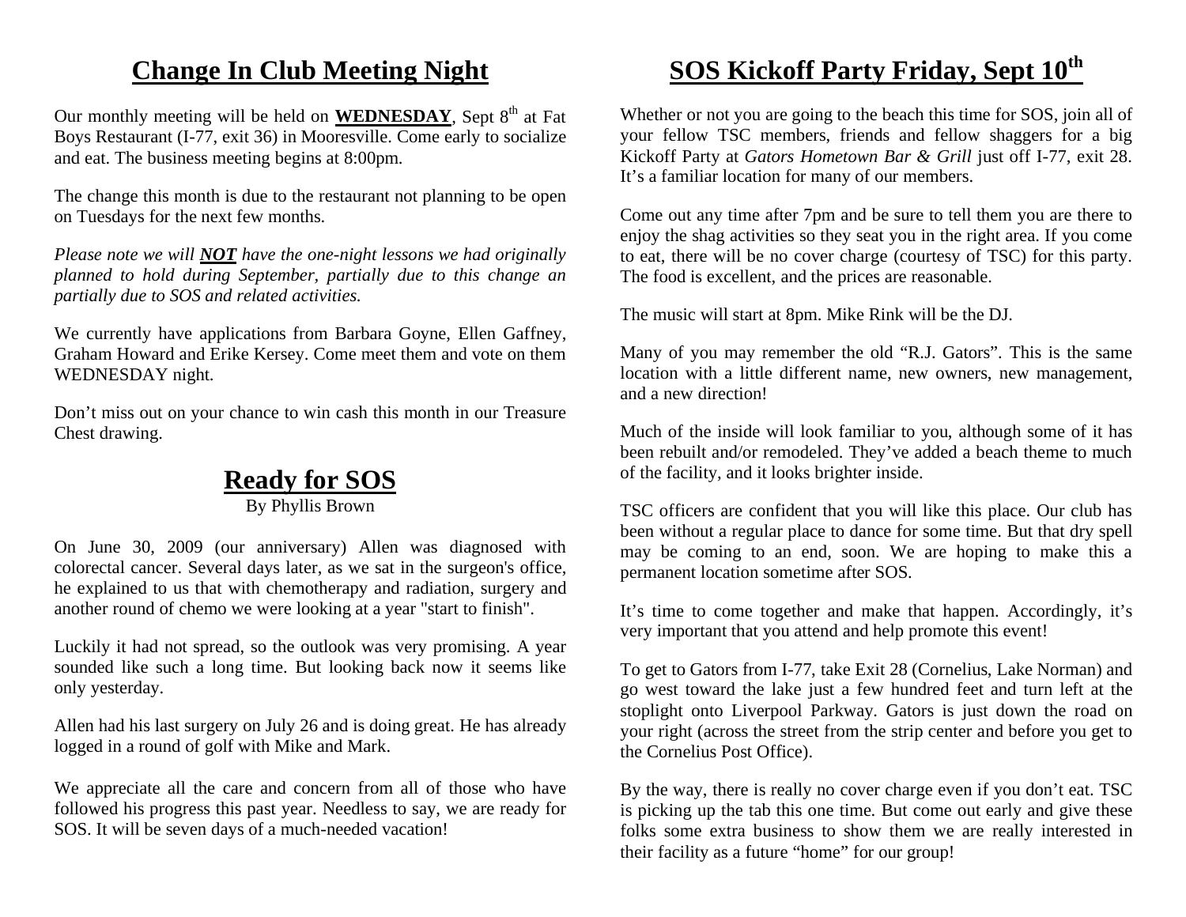## Change In Club Meeting Night

Our monthly meeting will be held on **WEDNESDAY**, Sept 8th at Fat Boys Restaurant (I-77, exit 36) in Mooresville. Come early to socialize and eat. The business meeting begins at 8:00pm.

The change this month is due to the restaurant not planning to be open on Tuesdays for the next few months.

*Please note we will* ***NOT*** *have the one-night lessons we had originally planned to hold during September, partially due to this change an partially due to SOS and related activities.*

We currently have applications from Barbara Goyne, Ellen Gaffney, Graham Howard and Erike Kersey. Come meet them and vote on them WEDNESDAY night.

Don't miss out on your chance to win cash this month in our Treasure Chest drawing.

## Ready for SOS

By Phyllis Brown

On June 30, 2009 (our anniversary) Allen was diagnosed with colorectal cancer. Several days later, as we sat in the surgeon's office, he explained to us that with chemotherapy and radiation, surgery and another round of chemo we were looking at a year "start to finish".

Luckily it had not spread, so the outlook was very promising. A year sounded like such a long time. But looking back now it seems like only yesterday.

Allen had his last surgery on July 26 and is doing great. He has already logged in a round of golf with Mike and Mark.

We appreciate all the care and concern from all of those who have followed his progress this past year. Needless to say, we are ready for SOS. It will be seven days of a much-needed vacation!

## SOS Kickoff Party Friday, Sept 10th

Whether or not you are going to the beach this time for SOS, join all of your fellow TSC members, friends and fellow shaggers for a big Kickoff Party at *Gators Hometown Bar & Grill* just off I-77, exit 28. It's a familiar location for many of our members.

Come out any time after 7pm and be sure to tell them you are there to enjoy the shag activities so they seat you in the right area. If you come to eat, there will be no cover charge (courtesy of TSC) for this party. The food is excellent, and the prices are reasonable.

The music will start at 8pm. Mike Rink will be the DJ.

Many of you may remember the old "R.J. Gators". This is the same location with a little different name, new owners, new management, and a new direction!

Much of the inside will look familiar to you, although some of it has been rebuilt and/or remodeled. They've added a beach theme to much of the facility, and it looks brighter inside.

TSC officers are confident that you will like this place. Our club has been without a regular place to dance for some time. But that dry spell may be coming to an end, soon. We are hoping to make this a permanent location sometime after SOS.

It's time to come together and make that happen. Accordingly, it's very important that you attend and help promote this event!

To get to Gators from I-77, take Exit 28 (Cornelius, Lake Norman) and go west toward the lake just a few hundred feet and turn left at the stoplight onto Liverpool Parkway. Gators is just down the road on your right (across the street from the strip center and before you get to the Cornelius Post Office).

By the way, there is really no cover charge even if you don't eat. TSC is picking up the tab this one time. But come out early and give these folks some extra business to show them we are really interested in their facility as a future "home" for our group!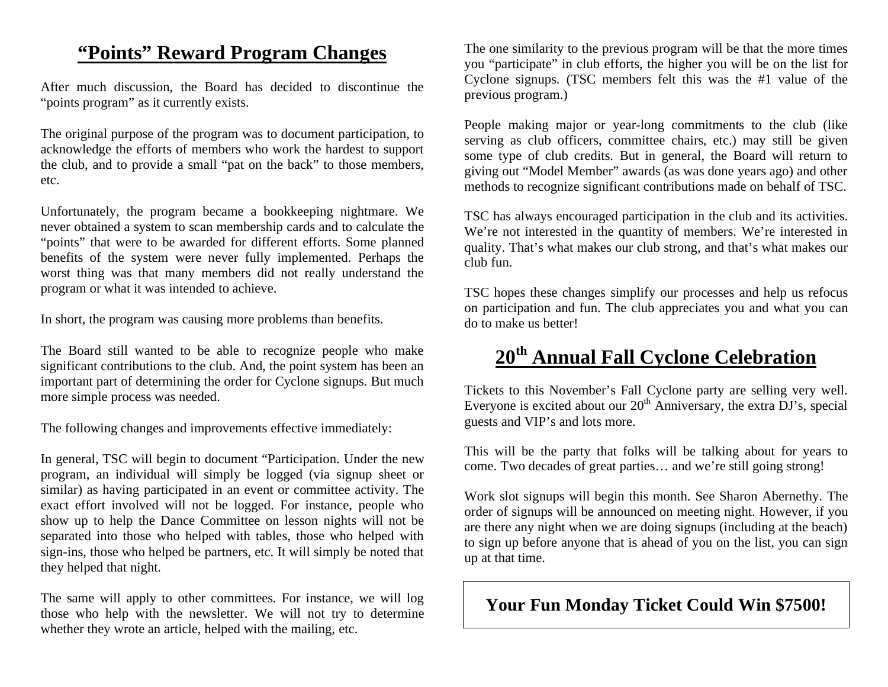## “Points” Reward Program Changes

After much discussion, the Board has decided to discontinue the “points program” as it currently exists.

The original purpose of the program was to document participation, to acknowledge the efforts of members who work the hardest to support the club, and to provide a small “pat on the back” to those members, etc.

Unfortunately, the program became a bookkeeping nightmare. We never obtained a system to scan membership cards and to calculate the “points” that were to be awarded for different efforts. Some planned benefits of the system were never fully implemented. Perhaps the worst thing was that many members did not really understand the program or what it was intended to achieve.

In short, the program was causing more problems than benefits.

The Board still wanted to be able to recognize people who make significant contributions to the club. And, the point system has been an important part of determining the order for Cyclone signups. But much more simple process was needed.

The following changes and improvements effective immediately:

In general, TSC will begin to document “Participation. Under the new program, an individual will simply be logged (via signup sheet or similar) as having participated in an event or committee activity. The exact effort involved will not be logged. For instance, people who show up to help the Dance Committee on lesson nights will not be separated into those who helped with tables, those who helped with sign-ins, those who helped be partners, etc. It will simply be noted that they helped that night.

The same will apply to other committees. For instance, we will log those who help with the newsletter. We will not try to determine whether they wrote an article, helped with the mailing, etc.

The one similarity to the previous program will be that the more times you “participate” in club efforts, the higher you will be on the list for Cyclone signups. (TSC members felt this was the #1 value of the previous program.)

People making major or year-long commitments to the club (like serving as club officers, committee chairs, etc.) may still be given some type of club credits. But in general, the Board will return to giving out “Model Member” awards (as was done years ago) and other methods to recognize significant contributions made on behalf of TSC.

TSC has always encouraged participation in the club and its activities. We’re not interested in the quantity of members. We’re interested in quality. That’s what makes our club strong, and that’s what makes our club fun.

TSC hopes these changes simplify our processes and help us refocus on participation and fun. The club appreciates you and what you can do to make us better!

## 20th Annual Fall Cyclone Celebration

Tickets to this November’s Fall Cyclone party are selling very well. Everyone is excited about our 20th Anniversary, the extra DJ’s, special guests and VIP’s and lots more.

This will be the party that folks will be talking about for years to come. Two decades of great parties… and we’re still going strong!

Work slot signups will begin this month. See Sharon Abernethy. The order of signups will be announced on meeting night. However, if you are there any night when we are doing signups (including at the beach) to sign up before anyone that is ahead of you on the list, you can sign up at that time.

**Your Fun Monday Ticket Could Win $7500!**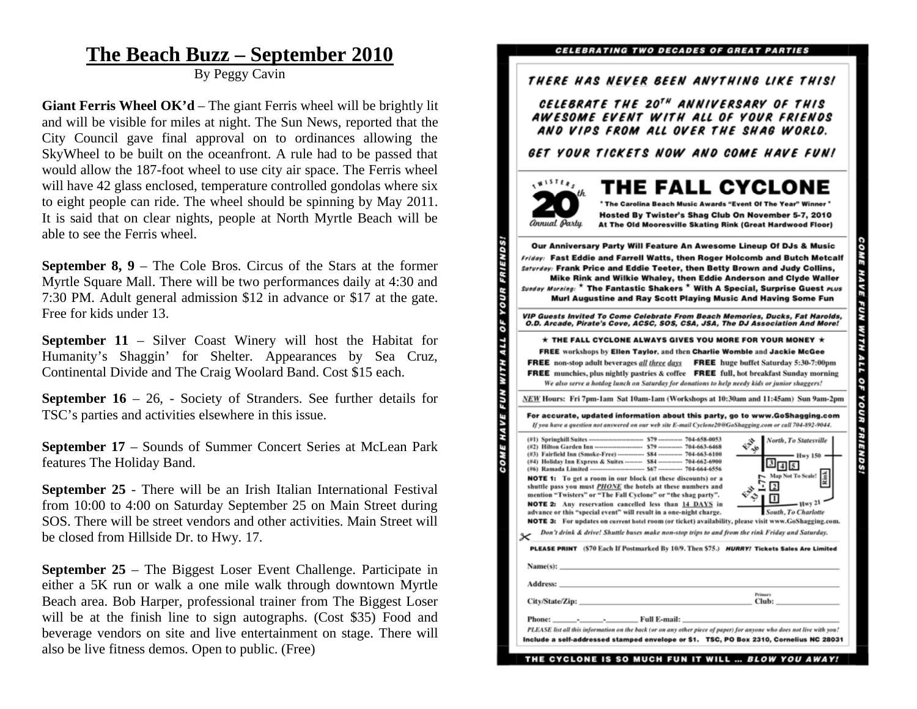# The Beach Buzz – September 2010

By Peggy Cavin

**Giant Ferris Wheel OK'd** – The giant Ferris wheel will be brightly lit and will be visible for miles at night. The Sun News, reported that the City Council gave final approval on to ordinances allowing the SkyWheel to be built on the oceanfront. A rule had to be passed that would allow the 187-foot wheel to use city air space. The Ferris wheel will have 42 glass enclosed, temperature controlled gondolas where six to eight people can ride. The wheel should be spinning by May 2011. It is said that on clear nights, people at North Myrtle Beach will be able to see the Ferris wheel.

**September 8, 9** – The Cole Bros. Circus of the Stars at the former Myrtle Square Mall. There will be two performances daily at 4:30 and 7:30 PM. Adult general admission $12 in advance or $17 at the gate. Free for kids under 13.

**September 11** – Silver Coast Winery will host the Habitat for Humanity's Shaggin' for Shelter. Appearances by Sea Cruz, Continental Divide and The Craig Woolard Band. Cost $15 each.

**September 16** – 26, - Society of Stranders. See further details for TSC's parties and activities elsewhere in this issue.

**September 17** – Sounds of Summer Concert Series at McLean Park features The Holiday Band.

**September 25** - There will be an Irish Italian International Festival from 10:00 to 4:00 on Saturday September 25 on Main Street during SOS. There will be street vendors and other activities. Main Street will be closed from Hillside Dr. to Hwy. 17.

**September 25** – The Biggest Loser Event Challenge. Participate in either a 5K run or walk a one mile walk through downtown Myrtle Beach area. Bob Harper, professional trainer from The Biggest Loser will be at the finish line to sign autographs. (Cost $35) Food and beverage vendors on site and live entertainment on stage. There will also be live fitness demos. Open to public. (Free)

---

**CELEBRATING TWO DECADES OF GREAT PARTIES**

*THERE HAS NEVER BEEN ANYTHING LIKE THIS!*

*CELEBRATE THE 20TH ANNIVERSARY OF THIS AWESOME EVENT WITH ALL OF YOUR FRIENDS AND VIPS FROM ALL OVER THE SHAG WORLD.*

*GET YOUR TICKETS NOW AND COME HAVE FUN!*

Twisters 20th Annual Party

## THE FALL CYCLONE

\* The Carolina Beach Music Awards "Event Of The Year" Winner \*
Hosted By Twister's Shag Club On November 5-7, 2010
At The Old Mooresville Skating Rink (Great Hardwood Floor)

**Our Anniversary Party Will Feature An Awesome Lineup Of DJs & Music**

*Friday:* **Fast Eddie and Farrell Watts, then Roger Holcomb and Butch Metcalf**
*Saturday:* **Frank Price and Eddie Teeter, then Betty Brown and Judy Collins, Mike Rink and Wilkie Whaley, then Eddie Anderson and Clyde Waller**
*Sunday Morning:* **\* The Fantastic Shakers \* With A Special, Surprise Guest** *PLUS* **Murl Augustine and Ray Scott Playing Music And Having Some Fun**

*VIP Guests Invited To Come Celebrate From Beach Memories, Ducks, Fat Harolds, O.D. Arcade, Pirate's Cove, ACSC, SOS, CSA, JSA, The DJ Association And More!*

★ **THE FALL CYCLONE ALWAYS GIVES YOU MORE FOR YOUR MONEY** ★

**FREE** workshops by **Ellen Taylor**, and then **Charlie Womble** and **Jackie McGee**
**FREE** non-stop adult beverages *all three days* **FREE** huge buffet Saturday 5:30-7:00pm
**FREE** munchies, plus nightly pastries & coffee **FREE** full, hot breakfast Sunday morning
*We also serve a hotdog lunch on Saturday for donations to help needy kids or junior shaggers!*

*NEW* Hours: Fri 7pm-1am Sat 10am-1am (Workshops at 10:30am and 11:45am) Sun 9am-2pm

**For accurate, updated information about this party, go to www.GoShagging.com**
*If you have a question not answered on our web site E-mail Cyclone20@GoShagging.com or call 704-892-9044.*

| Hotel | Rate | Phone |
|---|---|---|
| (#1) Springhill Suites | $79 | 704-658-0053 |
| (#2) Hilton Garden Inn | $79 | 704-663-6468 |
| (#3) Fairfield Inn (Smoke-Free) | $84 | 704-663-6100 |
| (#4) Holiday Inn Express & Suites | $84 | 704-662-6900 |
| (#6) Ramada Limited | $67 | 704-664-6556 |

**NOTE 1:** To get a room in our block (at these discounts) or a shuttle pass you must *PHONE* the hotels at these numbers and mention "Twisters" or "The Fall Cyclone" or "the shag party".

**NOTE 2:** Any reservation cancelled less than 14 DAYS in advance or this "special event" will result in a one-night charge.

**NOTE 3:** For updates on current hotel room (or ticket) availability, please visit www.GoShagging.com.

Map: Exit 36, Exit 33, I-77, Hwy 150, Hwy 21, Rink, North, To Statesville, South, To Charlotte. Map Not To Scale!

*Don't drink & drive! Shuttle buses make non-stop trips to and from the rink Friday and Saturday.*

**PLEASE PRINT** ($70 Each If Postmarked By 10/9. Then $75.) *HURRY!* **Tickets Sales Are Limited**

Name(s): ____________________

Address: ____________________

City/State/Zip: ____________________ Primary Club: ____________________

Phone: ____-____-____ Full E-mail: ____________________

*PLEASE list all this information on the back (or on any other piece of paper) for anyone who does not live with you!*

**Include a self-addressed stamped envelope or $1. TSC, PO Box 2310, Cornelius NC 28031**

**THE CYCLONE IS SO MUCH FUN IT WILL ... *BLOW YOU AWAY!***

COME HAVE FUN WITH ALL OF YOUR FRIENDS!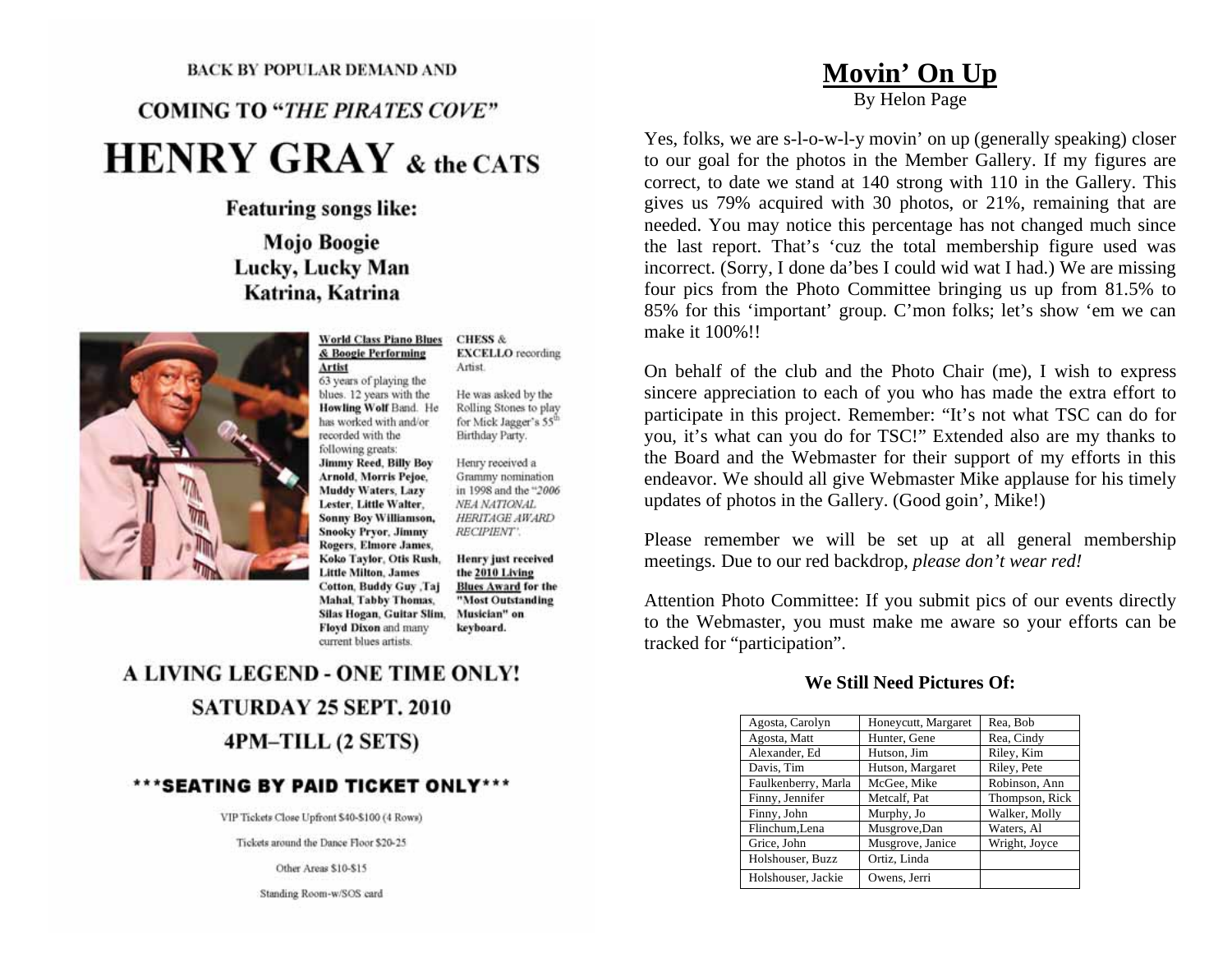BACK BY POPULAR DEMAND AND

## COMING TO "*THE PIRATES COVE*"

# HENRY GRAY & the CATS

### Featuring songs like:

**Mojo Boogie**
**Lucky, Lucky Man**
**Katrina, Katrina**

**World Class Piano Blues & Boogie Performing Artist**

63 years of playing the blues. 12 years with the **Howling Wolf** Band. He has worked with and/or recorded with the following greats: **Jimmy Reed, Billy Boy Arnold, Morris Pejoe, Muddy Waters, Lazy Lester, Little Walter, Sonny Boy Williamson, Snooky Pryor, Jimmy Rogers, Elmore James, Koko Taylor, Otis Rush, Little Milton, James Cotton, Buddy Guy ,Taj Mahal, Tabby Thomas, Silas Hogan, Guitar Slim, Floyd Dixon** and many current blues artists.

**CHESS** & **EXCELLO** recording Artist.

He was asked by the Rolling Stones to play for Mick Jagger's 55th Birthday Party.

Henry received a Grammy nomination in 1998 and the "*2006 NEA NATIONAL HERITAGE AWARD RECIPIENT*".

**Henry just received the 2010 Living Blues Award for the "Most Outstanding Musician" on keyboard.**

## A LIVING LEGEND - ONE TIME ONLY!

## SATURDAY 25 SEPT. 2010

## 4PM–TILL (2 SETS)

### \*\*\*SEATING BY PAID TICKET ONLY\*\*\*

VIP Tickets Close Upfront $40-$100 (4 Rows)

Tickets around the Dance Floor $20-25

Other Areas $10-$15

Standing Room-w/SOS card

# Movin' On Up

By Helon Page

Yes, folks, we are s-l-o-w-l-y movin' on up (generally speaking) closer to our goal for the photos in the Member Gallery. If my figures are correct, to date we stand at 140 strong with 110 in the Gallery. This gives us 79% acquired with 30 photos, or 21%, remaining that are needed. You may notice this percentage has not changed much since the last report. That's 'cuz the total membership figure used was incorrect. (Sorry, I done da'bes I could wid wat I had.) We are missing four pics from the Photo Committee bringing us up from 81.5% to 85% for this 'important' group. C'mon folks; let's show 'em we can make it 100%!!

On behalf of the club and the Photo Chair (me), I wish to express sincere appreciation to each of you who has made the extra effort to participate in this project. Remember: "It's not what TSC can do for you, it's what can you do for TSC!" Extended also are my thanks to the Board and the Webmaster for their support of my efforts in this endeavor. We should all give Webmaster Mike applause for his timely updates of photos in the Gallery. (Good goin', Mike!)

Please remember we will be set up at all general membership meetings. Due to our red backdrop, *please don't wear red!*

Attention Photo Committee: If you submit pics of our events directly to the Webmaster, you must make me aware so your efforts can be tracked for "participation".

### We Still Need Pictures Of:

| | | |
|---|---|---|
| Agosta, Carolyn | Honeycutt, Margaret | Rea, Bob |
| Agosta, Matt | Hunter, Gene | Rea, Cindy |
| Alexander, Ed | Hutson, Jim | Riley, Kim |
| Davis, Tim | Hutson, Margaret | Riley, Pete |
| Faulkenberry, Marla | McGee, Mike | Robinson, Ann |
| Finny, Jennifer | Metcalf, Pat | Thompson, Rick |
| Finny, John | Murphy, Jo | Walker, Molly |
| Flinchum,Lena | Musgrove,Dan | Waters, Al |
| Grice, John | Musgrove, Janice | Wright, Joyce |
| Holshouser, Buzz | Ortiz, Linda | |
| Holshouser, Jackie | Owens, Jerri | |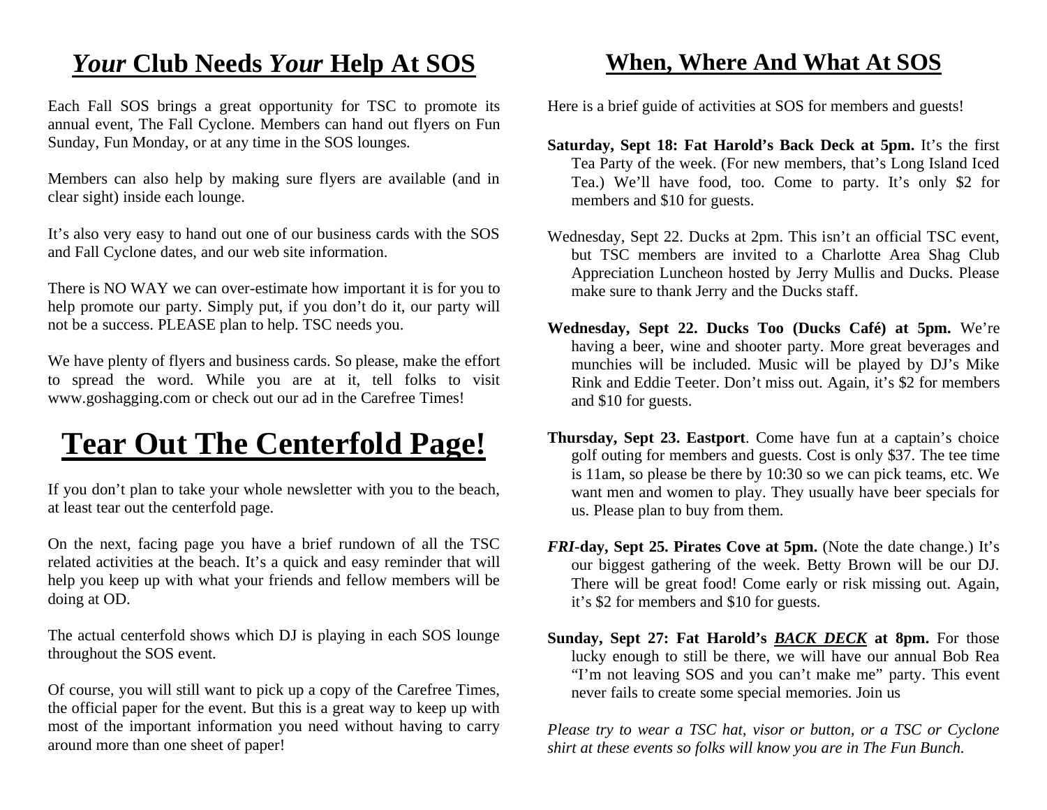## *Your* Club Needs *Your* Help At SOS

Each Fall SOS brings a great opportunity for TSC to promote its annual event, The Fall Cyclone. Members can hand out flyers on Fun Sunday, Fun Monday, or at any time in the SOS lounges.

Members can also help by making sure flyers are available (and in clear sight) inside each lounge.

It's also very easy to hand out one of our business cards with the SOS and Fall Cyclone dates, and our web site information.

There is NO WAY we can over-estimate how important it is for you to help promote our party. Simply put, if you don't do it, our party will not be a success. PLEASE plan to help. TSC needs you.

We have plenty of flyers and business cards. So please, make the effort to spread the word. While you are at it, tell folks to visit www.goshagging.com or check out our ad in the Carefree Times!

# Tear Out The Centerfold Page!

If you don't plan to take your whole newsletter with you to the beach, at least tear out the centerfold page.

On the next, facing page you have a brief rundown of all the TSC related activities at the beach. It's a quick and easy reminder that will help you keep up with what your friends and fellow members will be doing at OD.

The actual centerfold shows which DJ is playing in each SOS lounge throughout the SOS event.

Of course, you will still want to pick up a copy of the Carefree Times, the official paper for the event. But this is a great way to keep up with most of the important information you need without having to carry around more than one sheet of paper!

## When, Where And What At SOS

Here is a brief guide of activities at SOS for members and guests!

**Saturday, Sept 18: Fat Harold's Back Deck at 5pm.** It's the first Tea Party of the week. (For new members, that's Long Island Iced Tea.) We'll have food, too. Come to party. It's only $2 for members and $10 for guests.

Wednesday, Sept 22. Ducks at 2pm. This isn't an official TSC event, but TSC members are invited to a Charlotte Area Shag Club Appreciation Luncheon hosted by Jerry Mullis and Ducks. Please make sure to thank Jerry and the Ducks staff.

**Wednesday, Sept 22. Ducks Too (Ducks Café) at 5pm.** We're having a beer, wine and shooter party. More great beverages and munchies will be included. Music will be played by DJ's Mike Rink and Eddie Teeter. Don't miss out. Again, it's $2 for members and $10 for guests.

**Thursday, Sept 23. Eastport**. Come have fun at a captain's choice golf outing for members and guests. Cost is only $37. The tee time is 11am, so please be there by 10:30 so we can pick teams, etc. We want men and women to play. They usually have beer specials for us. Please plan to buy from them.

***FRI*-day, Sept 25. Pirates Cove at 5pm.** (Note the date change.) It's our biggest gathering of the week. Betty Brown will be our DJ. There will be great food! Come early or risk missing out. Again, it's $2 for members and $10 for guests.

**Sunday, Sept 27: Fat Harold's *BACK DECK* at 8pm.** For those lucky enough to still be there, we will have our annual Bob Rea "I'm not leaving SOS and you can't make me" party. This event never fails to create some special memories. Join us

*Please try to wear a TSC hat, visor or button, or a TSC or Cyclone shirt at these events so folks will know you are in The Fun Bunch.*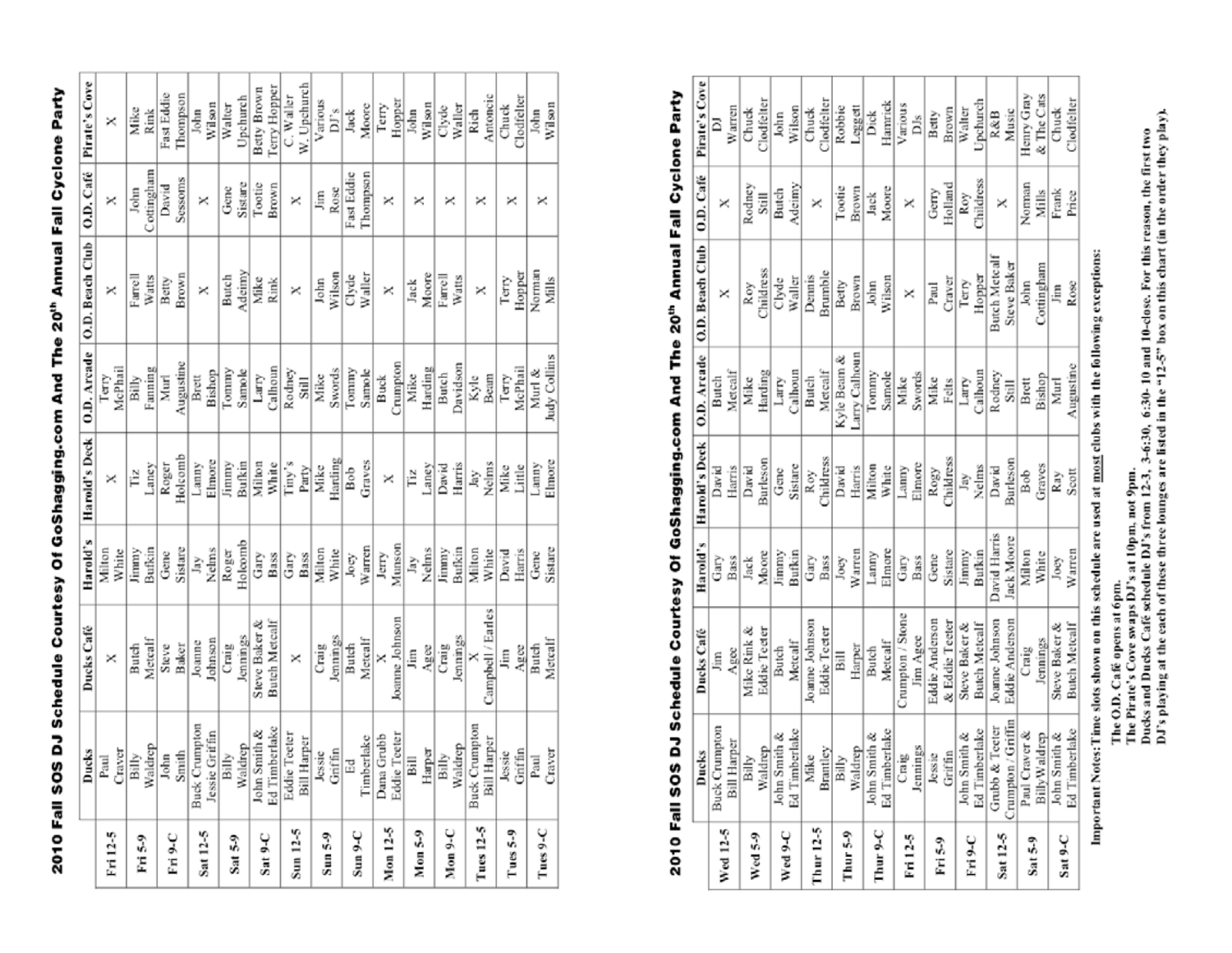# 2010 Fall SOS DJ Schedule Courtesy Of GoShagging.com And The 20[th] Annual Fall Cyclone Party

| | Ducks | Ducks Café | Harold's | Harold's Deck | O.D. Arcade | O.D. Beach Club | O.D. Café | Pirate's Cove |
|---|---|---|---|---|---|---|---|---|
| Fri 12-5 | Paul Craver | X | Milton White | X | Terry McPhail | X | X | X |
| Fri 5-9 | Billy Waldrep | Butch Metcalf | Jimmy Bufkin | Tiz Laney | Billy Fanning | Farrell Watts | John Cottingham | Mike Rink |
| Fri 9-C | John Smith | Steve Baker | Gene Sistare | Roger Holcomb | Murl Augustine | Betty Brown | David Sessoms | Fast Eddie Thompson |
| Sat 12-5 | Buck Crumpton Jessie Griffin | Joanne Johnson | Jay Nelms | Lanny Elmore | Brett Bishop | X | X | John Wilson |
| Sat 5-9 | Billy Waldrep | Craig Jennings | Roger Holcomb | Jimmy Bufkin | Tommy Samole | Butch Adeimy | Gene Sistare | Walter Upchurch |
| Sat 9-C | John Smith & Ed Timberlake | Steve Baker & Butch Metcalf | Gary Bass | Milton White | Larry Calhoun | Mike Rink | Tootie Brown | Betty Brown Terry Hopper |
| Sun 12-5 | Eddie Teeter Bill Harper | X | Gary Bass | Tiny's Party | Rodney Still | X | X | C. Waller W. Upchurch |
| Sun 5-9 | Jessie Griffin | Craig Jennings | Milton White | Mike Harding | Mike Swords | John Wilson | Jim Rose | Various DJ's |
| Sun 9-C | Ed Timberlake | Butch Metcalf | Joey Warren | Bob Graves | Tommy Samole | Clyde Waller | Fast Eddie Thompson | Jack Moore |
| Mon 12-5 | Dana Grubb Eddie Teeter | X Joanne Johnson | Jerry Munson | X | Buck Crumpton | X | X | Terry Hopper |
| Mon 5-9 | Bill Harper | Jim Agee | Jay Nelms | Tiz Laney | Mike Harding | Jack Moore | X | John Wilson |
| Mon 9-C | Billy Waldrep | Craig Jennings | Jimmy Bufkin | David Harris | Butch Davidson | Farrell Watts | X | Clyde Waller |
| Tues 12-5 | Buck Crumpton Bill Harper | X Campbell / Earles | Milton White | Jay Nelms | Kyle Beam | X | X | Rich Antoncic |
| Tues 5-9 | Jessie Griffin | Jim Agee | David Harris | Mike Little | Terry McPhail | Terry Hopper | X | Chuck Clodfelter |
| Tues 9-C | Paul Craver | Butch Metcalf | Gene Sistare | Lanny Elmore | Murl & Judy Collins | Norman Mills | X | John Wilson |

# 2010 Fall SOS DJ Schedule Courtesy Of GoShagging.com And The 20[th] Annual Fall Cyclone Party

| | Ducks | Ducks Café | Harold's | Harold's Deck | O.D. Arcade | O.D. Beach Club | O.D. Café | Pirate's Cove |
|---|---|---|---|---|---|---|---|---|
| Wed 12-5 | Buck Crumpton Bill Harper | Jim Agee | Gary Bass | David Harris | Butch Metcalf | X | X | DJ Warren |
| Wed 5-9 | Billy Waldrep | Mike Rink & Eddie Teeter | Jack Moore | David Burleson | Mike Harding | Roy Childress | Rodney Still | Chuck Clodfelter |
| Wed 9-C | John Smith & Ed Timberlake | Butch Metcalf | Jimmy Bufkin | Gene Sistare | Larry Calhoun | Clyde Waller | Butch Adeimy | John Wilson |
| Thur 12-5 | Mike Brantley | Joanne Johnson Eddie Teeter | Gary Bass | Roy Childress | Butch Metcalf | Dennis Brumble | X | Chuck Clodfelter |
| Thur 5-9 | Billy Waldrep | Bill Harper | Joey Warren | David Harris | Kyle Beam & Larry Calhoun | Betty Brown | Tootie Brown | Robbie Leggett |
| Thur 9-C | John Smith & Ed Timberlake | Butch Metcalf | Lanny Elmore | Milton White | Tommy Samole | John Wilson | Jack Moore | Dick Hamrick |
| Fri 12-5 | Craig Jennings | Crumpton / Stone Jim Agee | Gary Bass | Lanny Elmore | Mike Swords | X | X | Various DJs |
| Fri 5-9 | Jessie Griffin | Eddie Anderson & Eddie Teeter | Gene Sistare | Rogy Childress | Mike Felts | Paul Craver | Gerry Holland | Betty Brown |
| Fri 9-C | John Smith & Ed Timberlake | Steve Baker & Butch Metcalf | Jimmy Bufkin | Jay Nelms | Larry Calhoun | Terry Hopper | Roy Childress | Walter Upchurch |
| Sat 12-5 | Grubb & Teeter Crumpton / Griffin | Joanne Johnson Eddie Anderson | David Harris Jack Moore | David Burleson | Rodney Still | Butch Metcalf Steve Baker | X | R&B Music |
| Sat 5-9 | Paul Craver & Billy Waldrep | Craig Jennings | Milton White | Bob Graves | Brett Bishop | John Cottingham | Norman Mills | Henry Gray & The Cats |
| Sat 9-C | John Smith & Ed Timberlake | Steve Baker & Butch Metcalf | Joey Warren | Ray Scott | Murl Augustine | Jim Rose | Frank Price | Chuck Clodfelter |

**Important Notes: Time slots shown on this schedule are used at most clubs with the following exceptions:**

**The O.D. Café opens at 6pm.**
**The Pirate's Cove swaps DJ's at 10pm, not 9pm.**
**Ducks and Ducks Café schedule DJ's from 12-3, 3-6:30, 6:30- 10 and 10-close. For this reason, the first two DJ's playing at the each of these three lounges are listed in the "12-5" box on this chart (in the order they play).**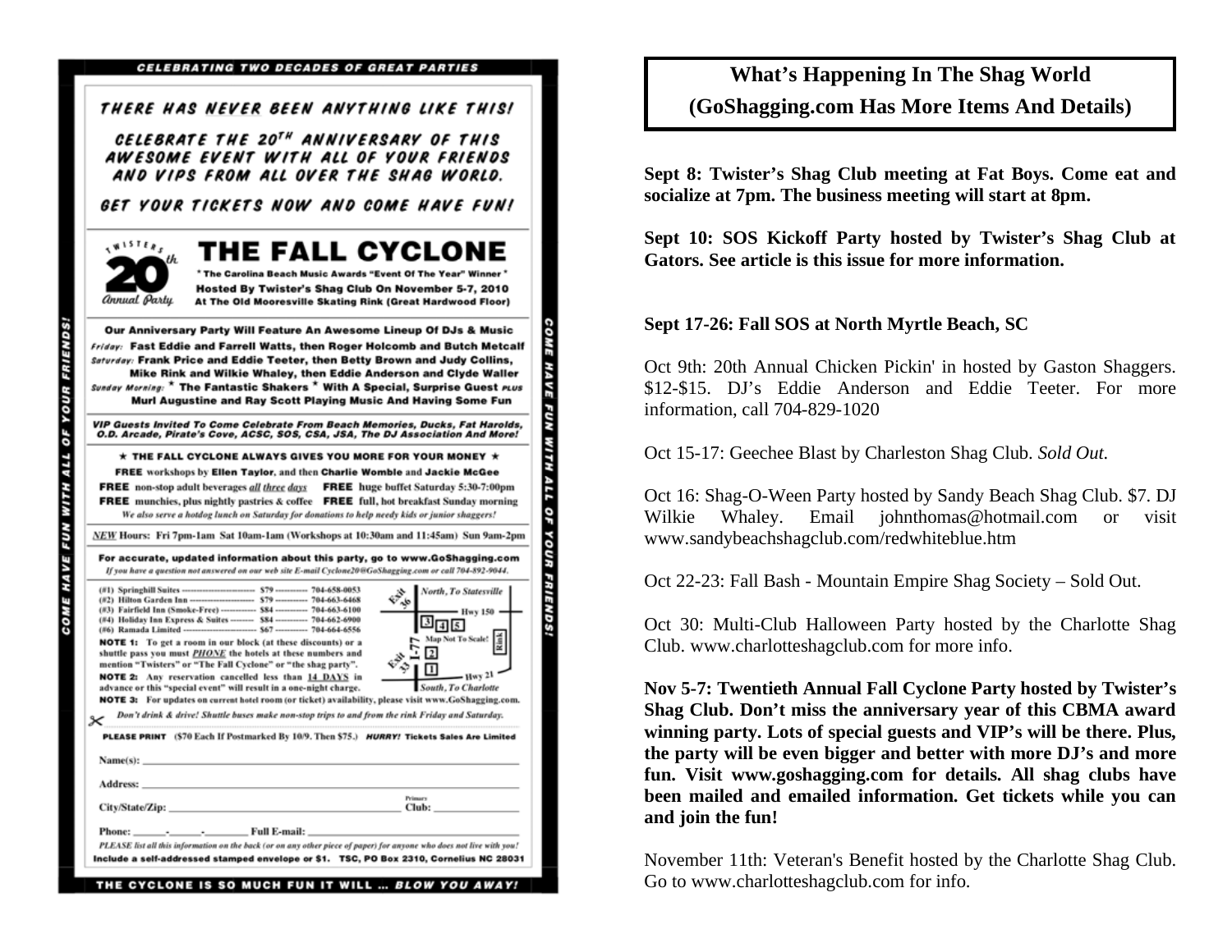CELEBRATING TWO DECADES OF GREAT PARTIES

THERE HAS NEVER BEEN ANYTHING LIKE THIS!

CELEBRATE THE 20TH ANNIVERSARY OF THIS AWESOME EVENT WITH ALL OF YOUR FRIENDS AND VIPS FROM ALL OVER THE SHAG WORLD.

GET YOUR TICKETS NOW AND COME HAVE FUN!

Twisters 20th Annual Party

# THE FALL CYCLONE

\* The Carolina Beach Music Awards "Event Of The Year" Winner \*

**Hosted By Twister's Shag Club On November 5-7, 2010 At The Old Mooresville Skating Rink (Great Hardwood Floor)**

**Our Anniversary Party Will Feature An Awesome Lineup Of DJs & Music**

*Friday:* **Fast Eddie and Farrell Watts, then Roger Holcomb and Butch Metcalf**
*Saturday:* **Frank Price and Eddie Teeter, then Betty Brown and Judy Collins, Mike Rink and Wilkie Whaley, then Eddie Anderson and Clyde Waller**
*Sunday Morning:* **\* The Fantastic Shakers \* With A Special, Surprise Guest** *PLUS* **Murl Augustine and Ray Scott Playing Music And Having Some Fun**

***VIP Guests Invited To Come Celebrate From Beach Memories, Ducks, Fat Harolds, O.D. Arcade, Pirate's Cove, ACSC, SOS, CSA, JSA, The DJ Association And More!***

★ **THE FALL CYCLONE ALWAYS GIVES YOU MORE FOR YOUR MONEY** ★

**FREE** workshops by **Ellen Taylor**, and then **Charlie Womble** and **Jackie McGee**
**FREE** non-stop adult beverages *all three days* **FREE** huge buffet Saturday 5:30-7:00pm
**FREE** munchies, plus nightly pastries & coffee **FREE** full, hot breakfast Sunday morning
*We also serve a hotdog lunch on Saturday for donations to help needy kids or junior shaggers!*

*NEW* **Hours:** Fri 7pm-1am Sat 10am-1am (Workshops at 10:30am and 11:45am) Sun 9am-2pm

**For accurate, updated information about this party, go to www.GoShagging.com**
*If you have a question not answered on our web site E-mail Cyclone20@GoShagging.com or call 704-892-9044.*

| | | |
|---|---|---|
| (#1) Springhill Suites | $79 | 704-658-0053 |
| (#2) Hilton Garden Inn | $79 | 704-663-6468 |
| (#3) Fairfield Inn (Smoke-Free) | $84 | 704-663-6100 |
| (#4) Holiday Inn Express & Suites | $84 | 704-662-6900 |
| (#6) Ramada Limited | $67 | 704-664-6556 |

Map: Exit 36, North, To Statesville; Hwy 150; 3 4 5; Map Not To Scale!; Rink; I-77; 2; Exit 33; 1; Hwy 21; South, To Charlotte

**NOTE 1:** To get a room in our block (at these discounts) or a shuttle pass you must *PHONE* the hotels at these numbers and mention "Twisters" or "The Fall Cyclone" or "the shag party".

**NOTE 2:** Any reservation cancelled less than 14 DAYS in advance or this "special event" will result in a one-night charge.

**NOTE 3:** For updates on current hotel room (or ticket) availability, please visit www.GoShagging.com.

*Don't drink & drive! Shuttle buses make non-stop trips to and from the rink Friday and Saturday.*

**PLEASE PRINT** ($70 Each If Postmarked By 10/9. Then $75.) ***HURRY!* Tickets Sales Are Limited**

Name(s): \_\_\_\_\_\_\_\_\_\_\_\_\_\_\_\_

Address: \_\_\_\_\_\_\_\_\_\_\_\_\_\_\_\_

City/State/Zip: \_\_\_\_\_\_\_\_\_\_\_\_\_\_\_\_ Primary Club: \_\_\_\_\_\_\_\_

Phone: \_\_\_\_-\_\_\_\_-\_\_\_\_ Full E-mail: \_\_\_\_\_\_\_\_\_\_\_\_\_\_\_\_

*PLEASE list all this information on the back (or on any other piece of paper) for anyone who does not live with you!*
**Include a self-addressed stamped envelope or $1. TSC, PO Box 2310, Cornelius NC 28031**

THE CYCLONE IS SO MUCH FUN IT WILL ... *BLOW YOU AWAY!*

COME HAVE FUN WITH ALL OF YOUR FRIENDS!

# What's Happening In The Shag World (GoShagging.com Has More Items And Details)

**Sept 8: Twister's Shag Club meeting at Fat Boys. Come eat and socialize at 7pm. The business meeting will start at 8pm.**

**Sept 10: SOS Kickoff Party hosted by Twister's Shag Club at Gators. See article is this issue for more information.**

**Sept 17-26: Fall SOS at North Myrtle Beach, SC**

Oct 9th: 20th Annual Chicken Pickin' in hosted by Gaston Shaggers. $12-$15. DJ's Eddie Anderson and Eddie Teeter. For more information, call 704-829-1020

Oct 15-17: Geechee Blast by Charleston Shag Club. *Sold Out.*

Oct 16: Shag-O-Ween Party hosted by Sandy Beach Shag Club. $7. DJ Wilkie Whaley. Email johnthomas@hotmail.com or visit www.sandybeachshagclub.com/redwhiteblue.htm

Oct 22-23: Fall Bash - Mountain Empire Shag Society – Sold Out.

Oct 30: Multi-Club Halloween Party hosted by the Charlotte Shag Club. www.charlotteshagclub.com for more info.

**Nov 5-7: Twentieth Annual Fall Cyclone Party hosted by Twister's Shag Club. Don't miss the anniversary year of this CBMA award winning party. Lots of special guests and VIP's will be there. Plus, the party will be even bigger and better with more DJ's and more fun. Visit www.goshagging.com for details. All shag clubs have been mailed and emailed information. Get tickets while you can and join the fun!**

November 11th: Veteran's Benefit hosted by the Charlotte Shag Club. Go to www.charlotteshagclub.com for info.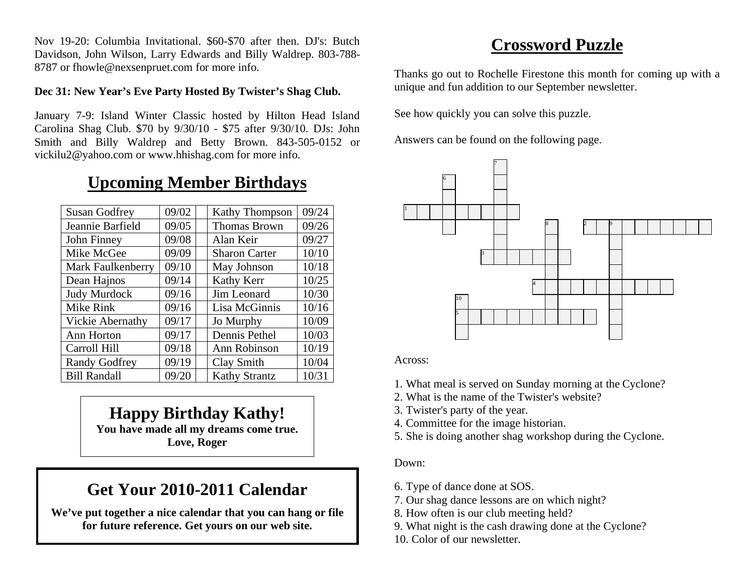Nov 19-20: Columbia Invitational. $60-$70 after then. DJ's: Butch Davidson, John Wilson, Larry Edwards and Billy Waldrep. 803-788-8787 or fhowle@nexsenpruet.com for more info.

**Dec 31: New Year's Eve Party Hosted By Twister's Shag Club.**

January 7-9: Island Winter Classic hosted by Hilton Head Island Carolina Shag Club. $70 by 9/30/10 - $75 after 9/30/10. DJs: John Smith and Billy Waldrep and Betty Brown. 843-505-0152 or vickilu2@yahoo.com or www.hhishag.com for more info.

## Upcoming Member Birthdays

| Name | Date | | Name | Date |
|---|---|---|---|---|
| Susan Godfrey | 09/02 | | Kathy Thompson | 09/24 |
| Jeannie Barfield | 09/05 | | Thomas Brown | 09/26 |
| John Finney | 09/08 | | Alan Keir | 09/27 |
| Mike McGee | 09/09 | | Sharon Carter | 10/10 |
| Mark Faulkenberry | 09/10 | | May Johnson | 10/18 |
| Dean Hajnos | 09/14 | | Kathy Kerr | 10/25 |
| Judy Murdock | 09/16 | | Jim Leonard | 10/30 |
| Mike Rink | 09/16 | | Lisa McGinnis | 10/16 |
| Vickie Abernathy | 09/17 | | Jo Murphy | 10/09 |
| Ann Horton | 09/17 | | Dennis Pethel | 10/03 |
| Carroll Hill | 09/18 | | Ann Robinson | 10/19 |
| Randy Godfrey | 09/19 | | Clay Smith | 10/04 |
| Bill Randall | 09/20 | | Kathy Strantz | 10/31 |

## Happy Birthday Kathy!

**You have made all my dreams come true.**
**Love, Roger**

## Get Your 2010-2011 Calendar

**We've put together a nice calendar that you can hang or file for future reference. Get yours on our web site.**

## Crossword Puzzle

Thanks go out to Rochelle Firestone this month for coming up with a unique and fun addition to our September newsletter.

See how quickly you can solve this puzzle.

Answers can be found on the following page.

Across:

1. What meal is served on Sunday morning at the Cyclone?
2. What is the name of the Twister's website?
3. Twister's party of the year.
4. Committee for the image historian.
5. She is doing another shag workshop during the Cyclone.

Down:

6. Type of dance done at SOS.
7. Our shag dance lessons are on which night?
8. How often is our club meeting held?
9. What night is the cash drawing done at the Cyclone?
10. Color of our newsletter.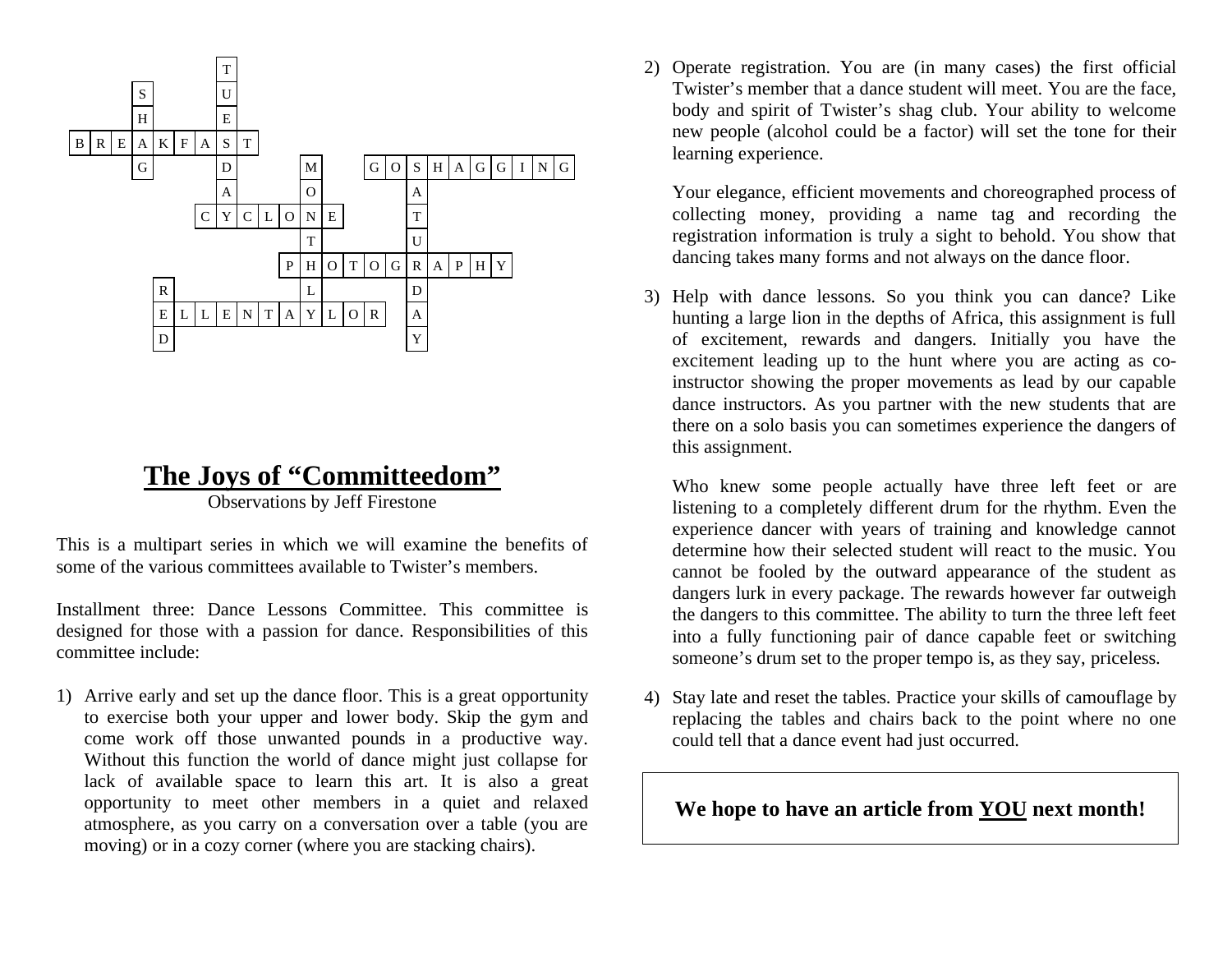```
              T
      S       U
      H       E
B R E A K F A S T
      G       D       M     G O S H A G G I N G
              A       O         A
            C Y C L O N E       T
                      T         U
                    P H O T O G R A P H Y
        R             L         D
        E L L E N T A Y L O R   A
        D                       Y
```

# The Joys of "Committeedom"

Observations by Jeff Firestone

This is a multipart series in which we will examine the benefits of some of the various committees available to Twister's members.

Installment three: Dance Lessons Committee. This committee is designed for those with a passion for dance. Responsibilities of this committee include:

1) Arrive early and set up the dance floor. This is a great opportunity to exercise both your upper and lower body. Skip the gym and come work off those unwanted pounds in a productive way. Without this function the world of dance might just collapse for lack of available space to learn this art. It is also a great opportunity to meet other members in a quiet and relaxed atmosphere, as you carry on a conversation over a table (you are moving) or in a cozy corner (where you are stacking chairs).

2) Operate registration. You are (in many cases) the first official Twister's member that a dance student will meet. You are the face, body and spirit of Twister's shag club. Your ability to welcome new people (alcohol could be a factor) will set the tone for their learning experience.

   Your elegance, efficient movements and choreographed process of collecting money, providing a name tag and recording the registration information is truly a sight to behold. You show that dancing takes many forms and not always on the dance floor.

3) Help with dance lessons. So you think you can dance? Like hunting a large lion in the depths of Africa, this assignment is full of excitement, rewards and dangers. Initially you have the excitement leading up to the hunt where you are acting as co-instructor showing the proper movements as lead by our capable dance instructors. As you partner with the new students that are there on a solo basis you can sometimes experience the dangers of this assignment.

   Who knew some people actually have three left feet or are listening to a completely different drum for the rhythm. Even the experience dancer with years of training and knowledge cannot determine how their selected student will react to the music. You cannot be fooled by the outward appearance of the student as dangers lurk in every package. The rewards however far outweigh the dangers to this committee. The ability to turn the three left feet into a fully functioning pair of dance capable feet or switching someone's drum set to the proper tempo is, as they say, priceless.

4) Stay late and reset the tables. Practice your skills of camouflage by replacing the tables and chairs back to the point where no one could tell that a dance event had just occurred.

**We hope to have an article from YOU next month!**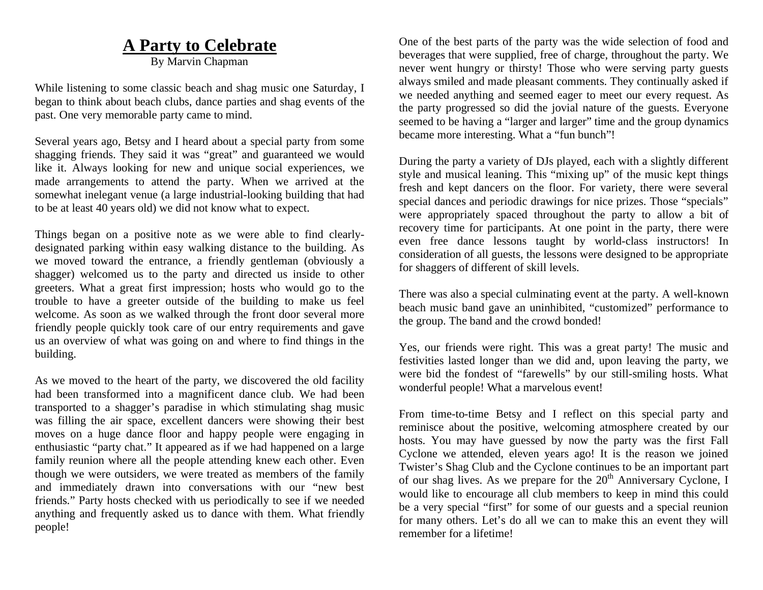# A Party to Celebrate

By Marvin Chapman

While listening to some classic beach and shag music one Saturday, I began to think about beach clubs, dance parties and shag events of the past. One very memorable party came to mind.

Several years ago, Betsy and I heard about a special party from some shagging friends. They said it was "great" and guaranteed we would like it. Always looking for new and unique social experiences, we made arrangements to attend the party. When we arrived at the somewhat inelegant venue (a large industrial-looking building that had to be at least 40 years old) we did not know what to expect.

Things began on a positive note as we were able to find clearly-designated parking within easy walking distance to the building. As we moved toward the entrance, a friendly gentleman (obviously a shagger) welcomed us to the party and directed us inside to other greeters. What a great first impression; hosts who would go to the trouble to have a greeter outside of the building to make us feel welcome. As soon as we walked through the front door several more friendly people quickly took care of our entry requirements and gave us an overview of what was going on and where to find things in the building.

As we moved to the heart of the party, we discovered the old facility had been transformed into a magnificent dance club. We had been transported to a shagger's paradise in which stimulating shag music was filling the air space, excellent dancers were showing their best moves on a huge dance floor and happy people were engaging in enthusiastic "party chat." It appeared as if we had happened on a large family reunion where all the people attending knew each other. Even though we were outsiders, we were treated as members of the family and immediately drawn into conversations with our "new best friends." Party hosts checked with us periodically to see if we needed anything and frequently asked us to dance with them. What friendly people!

One of the best parts of the party was the wide selection of food and beverages that were supplied, free of charge, throughout the party. We never went hungry or thirsty! Those who were serving party guests always smiled and made pleasant comments. They continually asked if we needed anything and seemed eager to meet our every request. As the party progressed so did the jovial nature of the guests. Everyone seemed to be having a "larger and larger" time and the group dynamics became more interesting. What a "fun bunch"!

During the party a variety of DJs played, each with a slightly different style and musical leaning. This "mixing up" of the music kept things fresh and kept dancers on the floor. For variety, there were several special dances and periodic drawings for nice prizes. Those "specials" were appropriately spaced throughout the party to allow a bit of recovery time for participants. At one point in the party, there were even free dance lessons taught by world-class instructors! In consideration of all guests, the lessons were designed to be appropriate for shaggers of different of skill levels.

There was also a special culminating event at the party. A well-known beach music band gave an uninhibited, "customized" performance to the group. The band and the crowd bonded!

Yes, our friends were right. This was a great party! The music and festivities lasted longer than we did and, upon leaving the party, we were bid the fondest of "farewells" by our still-smiling hosts. What wonderful people! What a marvelous event!

From time-to-time Betsy and I reflect on this special party and reminisce about the positive, welcoming atmosphere created by our hosts. You may have guessed by now the party was the first Fall Cyclone we attended, eleven years ago! It is the reason we joined Twister's Shag Club and the Cyclone continues to be an important part of our shag lives. As we prepare for the 20th Anniversary Cyclone, I would like to encourage all club members to keep in mind this could be a very special "first" for some of our guests and a special reunion for many others. Let's do all we can to make this an event they will remember for a lifetime!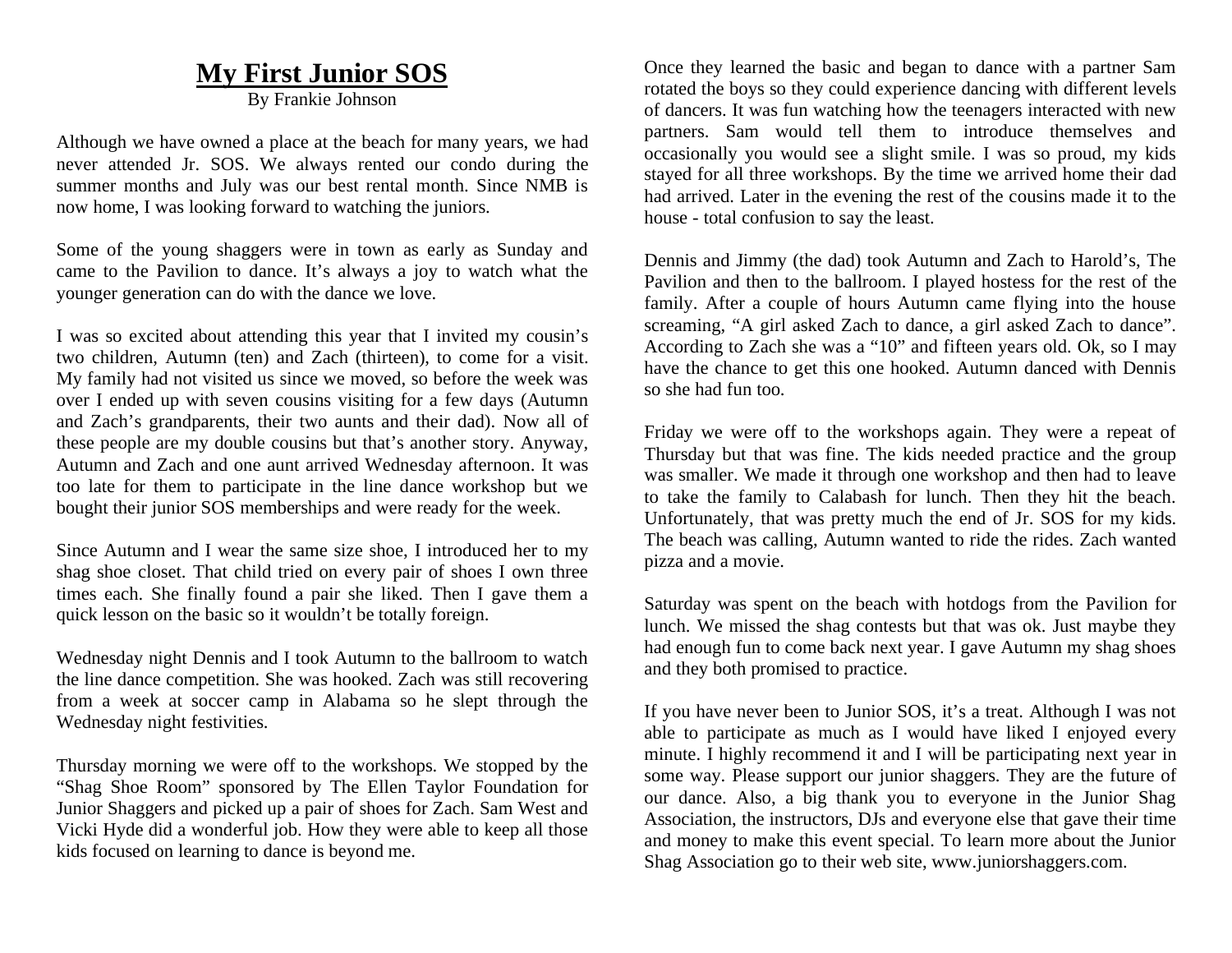# My First Junior SOS

By Frankie Johnson

Although we have owned a place at the beach for many years, we had never attended Jr. SOS. We always rented our condo during the summer months and July was our best rental month. Since NMB is now home, I was looking forward to watching the juniors.

Some of the young shaggers were in town as early as Sunday and came to the Pavilion to dance. It's always a joy to watch what the younger generation can do with the dance we love.

I was so excited about attending this year that I invited my cousin's two children, Autumn (ten) and Zach (thirteen), to come for a visit. My family had not visited us since we moved, so before the week was over I ended up with seven cousins visiting for a few days (Autumn and Zach's grandparents, their two aunts and their dad). Now all of these people are my double cousins but that's another story. Anyway, Autumn and Zach and one aunt arrived Wednesday afternoon. It was too late for them to participate in the line dance workshop but we bought their junior SOS memberships and were ready for the week.

Since Autumn and I wear the same size shoe, I introduced her to my shag shoe closet. That child tried on every pair of shoes I own three times each. She finally found a pair she liked. Then I gave them a quick lesson on the basic so it wouldn't be totally foreign.

Wednesday night Dennis and I took Autumn to the ballroom to watch the line dance competition. She was hooked. Zach was still recovering from a week at soccer camp in Alabama so he slept through the Wednesday night festivities.

Thursday morning we were off to the workshops. We stopped by the "Shag Shoe Room" sponsored by The Ellen Taylor Foundation for Junior Shaggers and picked up a pair of shoes for Zach. Sam West and Vicki Hyde did a wonderful job. How they were able to keep all those kids focused on learning to dance is beyond me.

Once they learned the basic and began to dance with a partner Sam rotated the boys so they could experience dancing with different levels of dancers. It was fun watching how the teenagers interacted with new partners. Sam would tell them to introduce themselves and occasionally you would see a slight smile. I was so proud, my kids stayed for all three workshops. By the time we arrived home their dad had arrived. Later in the evening the rest of the cousins made it to the house - total confusion to say the least.

Dennis and Jimmy (the dad) took Autumn and Zach to Harold's, The Pavilion and then to the ballroom. I played hostess for the rest of the family. After a couple of hours Autumn came flying into the house screaming, "A girl asked Zach to dance, a girl asked Zach to dance". According to Zach she was a "10" and fifteen years old. Ok, so I may have the chance to get this one hooked. Autumn danced with Dennis so she had fun too.

Friday we were off to the workshops again. They were a repeat of Thursday but that was fine. The kids needed practice and the group was smaller. We made it through one workshop and then had to leave to take the family to Calabash for lunch. Then they hit the beach. Unfortunately, that was pretty much the end of Jr. SOS for my kids. The beach was calling, Autumn wanted to ride the rides. Zach wanted pizza and a movie.

Saturday was spent on the beach with hotdogs from the Pavilion for lunch. We missed the shag contests but that was ok. Just maybe they had enough fun to come back next year. I gave Autumn my shag shoes and they both promised to practice.

If you have never been to Junior SOS, it's a treat. Although I was not able to participate as much as I would have liked I enjoyed every minute. I highly recommend it and I will be participating next year in some way. Please support our junior shaggers. They are the future of our dance. Also, a big thank you to everyone in the Junior Shag Association, the instructors, DJs and everyone else that gave their time and money to make this event special. To learn more about the Junior Shag Association go to their web site, www.juniorshaggers.com.